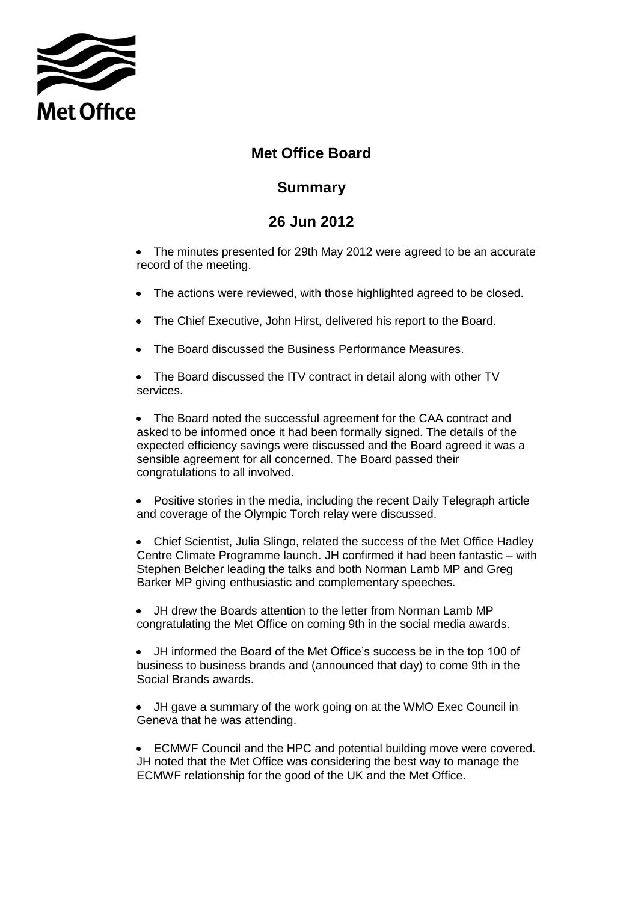Met Office

# Met Office Board

## Summary

## 26 Jun 2012

- The minutes presented for 29th May 2012 were agreed to be an accurate record of the meeting.

- The actions were reviewed, with those highlighted agreed to be closed.

- The Chief Executive, John Hirst, delivered his report to the Board.

- The Board discussed the Business Performance Measures.

- The Board discussed the ITV contract in detail along with other TV services.

- The Board noted the successful agreement for the CAA contract and asked to be informed once it had been formally signed. The details of the expected efficiency savings were discussed and the Board agreed it was a sensible agreement for all concerned. The Board passed their congratulations to all involved.

- Positive stories in the media, including the recent Daily Telegraph article and coverage of the Olympic Torch relay were discussed.

- Chief Scientist, Julia Slingo, related the success of the Met Office Hadley Centre Climate Programme launch. JH confirmed it had been fantastic – with Stephen Belcher leading the talks and both Norman Lamb MP and Greg Barker MP giving enthusiastic and complementary speeches.

- JH drew the Boards attention to the letter from Norman Lamb MP congratulating the Met Office on coming 9th in the social media awards.

- JH informed the Board of the Met Office's success be in the top 100 of business to business brands and (announced that day) to come 9th in the Social Brands awards.

- JH gave a summary of the work going on at the WMO Exec Council in Geneva that he was attending.

- ECMWF Council and the HPC and potential building move were covered. JH noted that the Met Office was considering the best way to manage the ECMWF relationship for the good of the UK and the Met Office.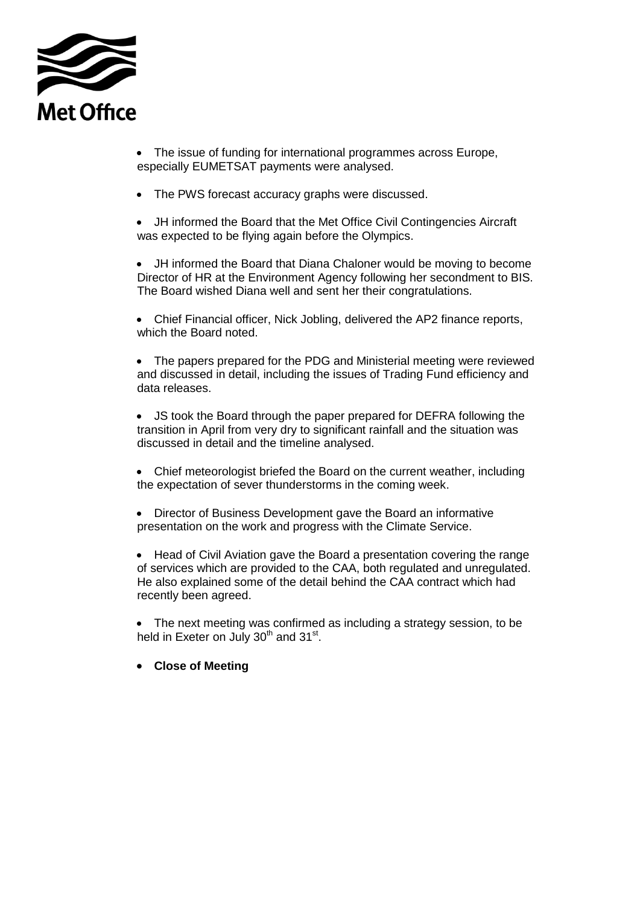- The issue of funding for international programmes across Europe, especially EUMETSAT payments were analysed.

- The PWS forecast accuracy graphs were discussed.

- JH informed the Board that the Met Office Civil Contingencies Aircraft was expected to be flying again before the Olympics.

- JH informed the Board that Diana Chaloner would be moving to become Director of HR at the Environment Agency following her secondment to BIS. The Board wished Diana well and sent her their congratulations.

- Chief Financial officer, Nick Jobling, delivered the AP2 finance reports, which the Board noted.

- The papers prepared for the PDG and Ministerial meeting were reviewed and discussed in detail, including the issues of Trading Fund efficiency and data releases.

- JS took the Board through the paper prepared for DEFRA following the transition in April from very dry to significant rainfall and the situation was discussed in detail and the timeline analysed.

- Chief meteorologist briefed the Board on the current weather, including the expectation of sever thunderstorms in the coming week.

- Director of Business Development gave the Board an informative presentation on the work and progress with the Climate Service.

- Head of Civil Aviation gave the Board a presentation covering the range of services which are provided to the CAA, both regulated and unregulated. He also explained some of the detail behind the CAA contract which had recently been agreed.

- The next meeting was confirmed as including a strategy session, to be held in Exeter on July 30th and 31st.

- **Close of Meeting**